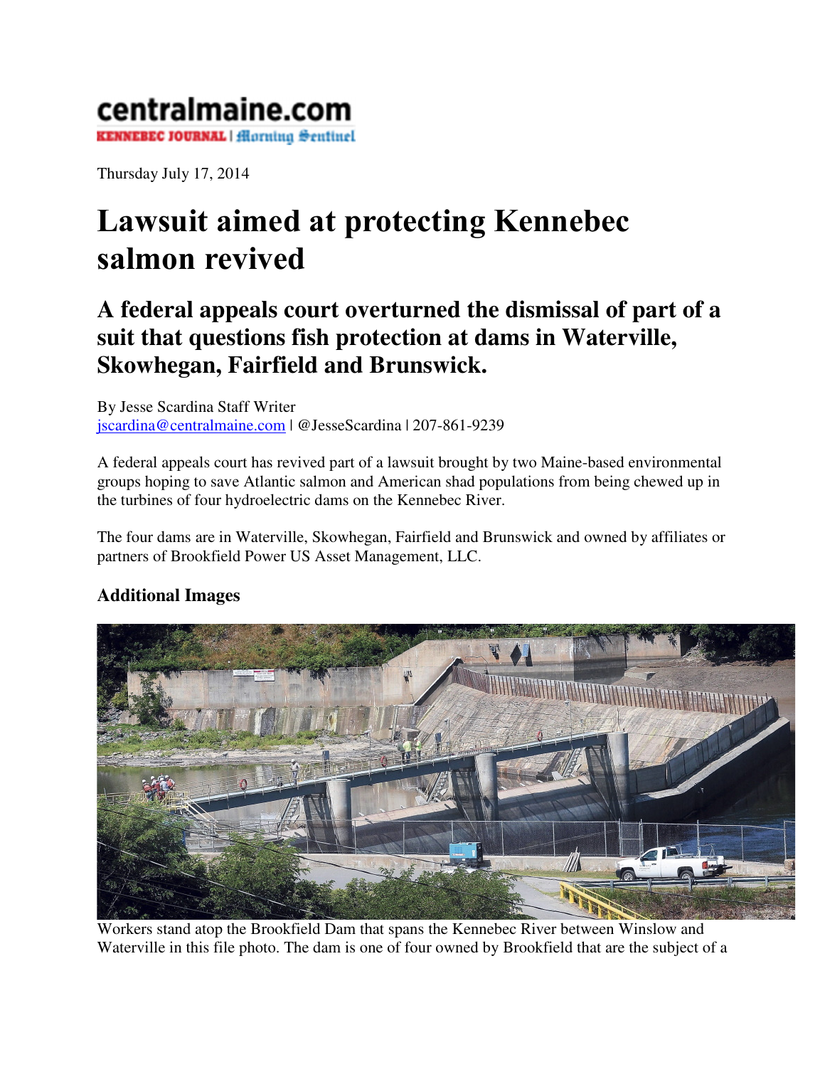centralmaine.com

KENNEBEC JOURNAL | Morning Sentinel

Thursday July 17, 2014

# Lawsuit aimed at protecting Kennebec salmon revived

## A federal appeals court overturned the dismissal of part of a suit that questions fish protection at dams in Waterville, Skowhegan, Fairfield and Brunswick.

By Jesse Scardina Staff Writer
jscardina@centralmaine.com | @JesseScardina | 207-861-9239

A federal appeals court has revived part of a lawsuit brought by two Maine-based environmental groups hoping to save Atlantic salmon and American shad populations from being chewed up in the turbines of four hydroelectric dams on the Kennebec River.

The four dams are in Waterville, Skowhegan, Fairfield and Brunswick and owned by affiliates or partners of Brookfield Power US Asset Management, LLC.

### Additional Images

Workers stand atop the Brookfield Dam that spans the Kennebec River between Winslow and Waterville in this file photo. The dam is one of four owned by Brookfield that are the subject of a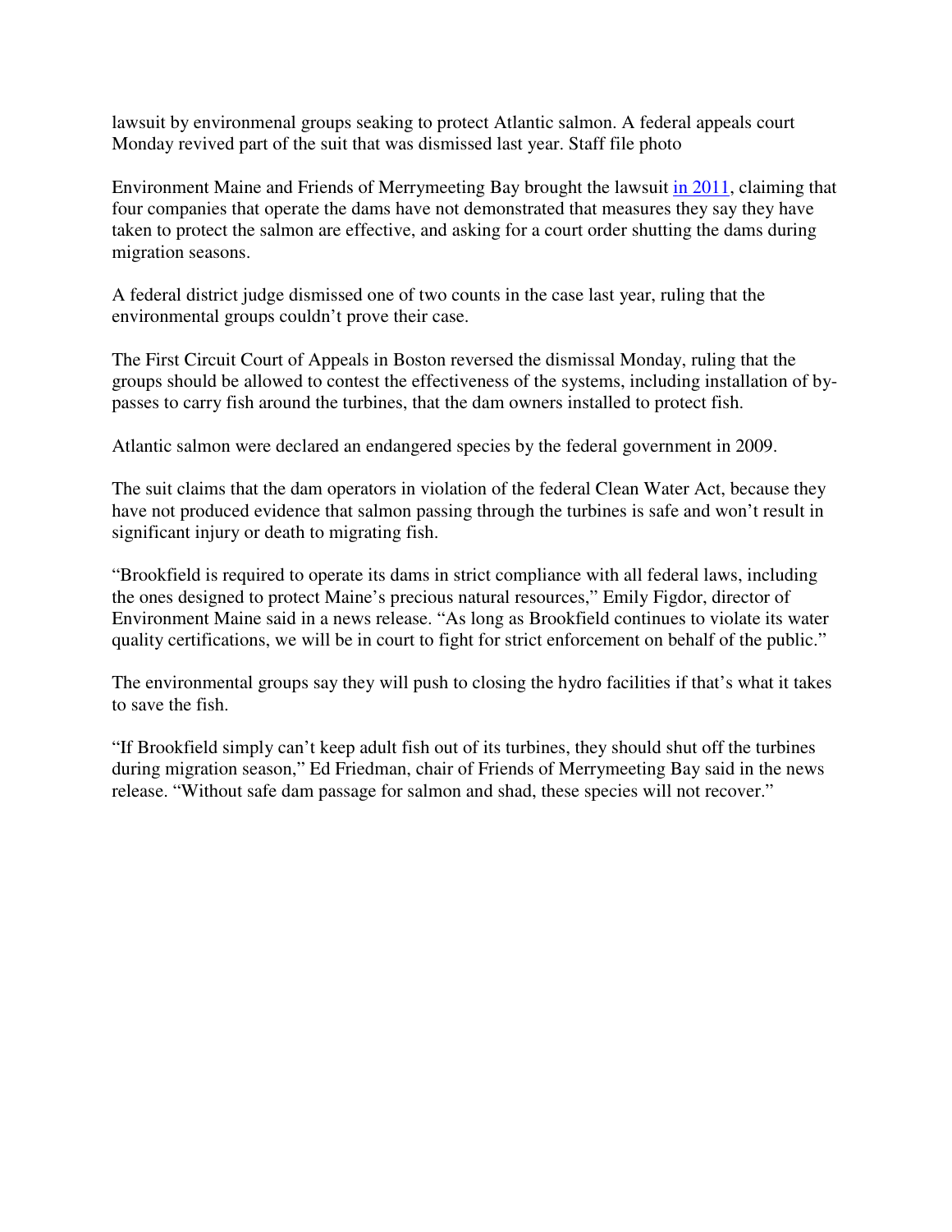lawsuit by environmenal groups seaking to protect Atlantic salmon. A federal appeals court Monday revived part of the suit that was dismissed last year. Staff file photo

Environment Maine and Friends of Merrymeeting Bay brought the lawsuit [in 2011](), claiming that four companies that operate the dams have not demonstrated that measures they say they have taken to protect the salmon are effective, and asking for a court order shutting the dams during migration seasons.

A federal district judge dismissed one of two counts in the case last year, ruling that the environmental groups couldn't prove their case.

The First Circuit Court of Appeals in Boston reversed the dismissal Monday, ruling that the groups should be allowed to contest the effectiveness of the systems, including installation of by-passes to carry fish around the turbines, that the dam owners installed to protect fish.

Atlantic salmon were declared an endangered species by the federal government in 2009.

The suit claims that the dam operators in violation of the federal Clean Water Act, because they have not produced evidence that salmon passing through the turbines is safe and won't result in significant injury or death to migrating fish.

"Brookfield is required to operate its dams in strict compliance with all federal laws, including the ones designed to protect Maine's precious natural resources," Emily Figdor, director of Environment Maine said in a news release. "As long as Brookfield continues to violate its water quality certifications, we will be in court to fight for strict enforcement on behalf of the public."

The environmental groups say they will push to closing the hydro facilities if that's what it takes to save the fish.

"If Brookfield simply can't keep adult fish out of its turbines, they should shut off the turbines during migration season," Ed Friedman, chair of Friends of Merrymeeting Bay said in the news release. "Without safe dam passage for salmon and shad, these species will not recover."